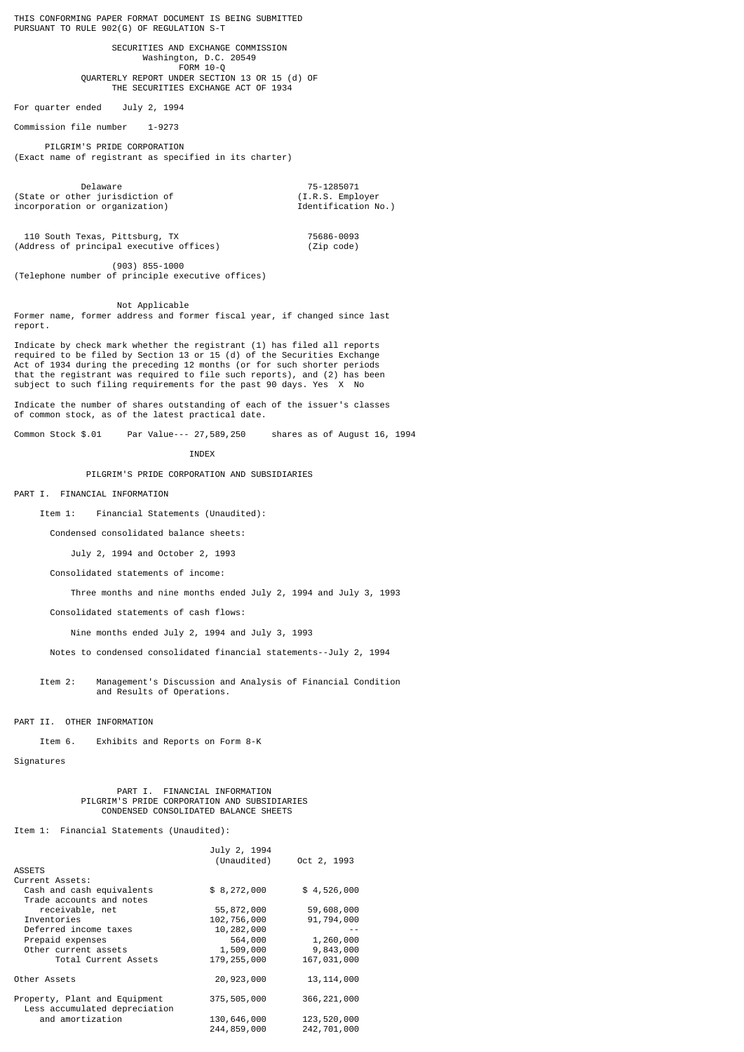THIS CONFORMING PAPER FORMAT DOCUMENT IS BEING SUBMITTED PURSUANT TO RULE 902(G) OF REGULATION S-T

SECURITIES AND EXCHANGE COMMISSION
Washington, D.C. 20549

FORM 10-Q

QUARTERLY REPORT UNDER SECTION 13 OR 15 (d) OF THE SECURITIES EXCHANGE ACT OF 1934

For quarter ended July 2, 1994

Commission file number 1-9273

PILGRIM'S PRIDE CORPORATION
(Exact name of registrant as specified in its charter)

| | |
|---|---|
| Delaware | 75-1285071 |
| (State or other jurisdiction of incorporation or organization) | (I.R.S. Employer Identification No.) |
| 110 South Texas, Pittsburg, TX | 75686-0093 |
| (Address of principal executive offices) | (Zip code) |

(903) 855-1000
(Telephone number of principle executive offices)

Not Applicable
Former name, former address and former fiscal year, if changed since last report.

Indicate by check mark whether the registrant (1) has filed all reports required to be filed by Section 13 or 15 (d) of the Securities Exchange Act of 1934 during the preceding 12 months (or for such shorter periods that the registrant was required to file such reports), and (2) has been subject to such filing requirements for the past 90 days. Yes X No

Indicate the number of shares outstanding of each of the issuer's classes of common stock, as of the latest practical date.

Common Stock $.01 Par Value--- 27,589,250 shares as of August 16, 1994

INDEX

PILGRIM'S PRIDE CORPORATION AND SUBSIDIARIES

PART I. FINANCIAL INFORMATION

Item 1: Financial Statements (Unaudited):

- Condensed consolidated balance sheets:
  - July 2, 1994 and October 2, 1993
- Consolidated statements of income:
  - Three months and nine months ended July 2, 1994 and July 3, 1993
- Consolidated statements of cash flows:
  - Nine months ended July 2, 1994 and July 3, 1993
- Notes to condensed consolidated financial statements--July 2, 1994

Item 2: Management's Discussion and Analysis of Financial Condition and Results of Operations.

PART II. OTHER INFORMATION

Item 6. Exhibits and Reports on Form 8-K

Signatures

PART I. FINANCIAL INFORMATION
PILGRIM'S PRIDE CORPORATION AND SUBSIDIARIES
CONDENSED CONSOLIDATED BALANCE SHEETS

Item 1: Financial Statements (Unaudited):

| | July 2, 1994 (Unaudited) | Oct 2, 1993 |
|---|---|---|
| ASSETS | | |
| Current Assets: | | |
| Cash and cash equivalents | $ 8,272,000 | $ 4,526,000 |
| Trade accounts and notes receivable, net | 55,872,000 | 59,608,000 |
| Inventories | 102,756,000 | 91,794,000 |
| Deferred income taxes | 10,282,000 | -- |
| Prepaid expenses | 564,000 | 1,260,000 |
| Other current assets | 1,509,000 | 9,843,000 |
| Total Current Assets | 179,255,000 | 167,031,000 |
| Other Assets | 20,923,000 | 13,114,000 |
| Property, Plant and Equipment | 375,505,000 | 366,221,000 |
| Less accumulated depreciation and amortization | 130,646,000 | 123,520,000 |
| | 244,859,000 | 242,701,000 |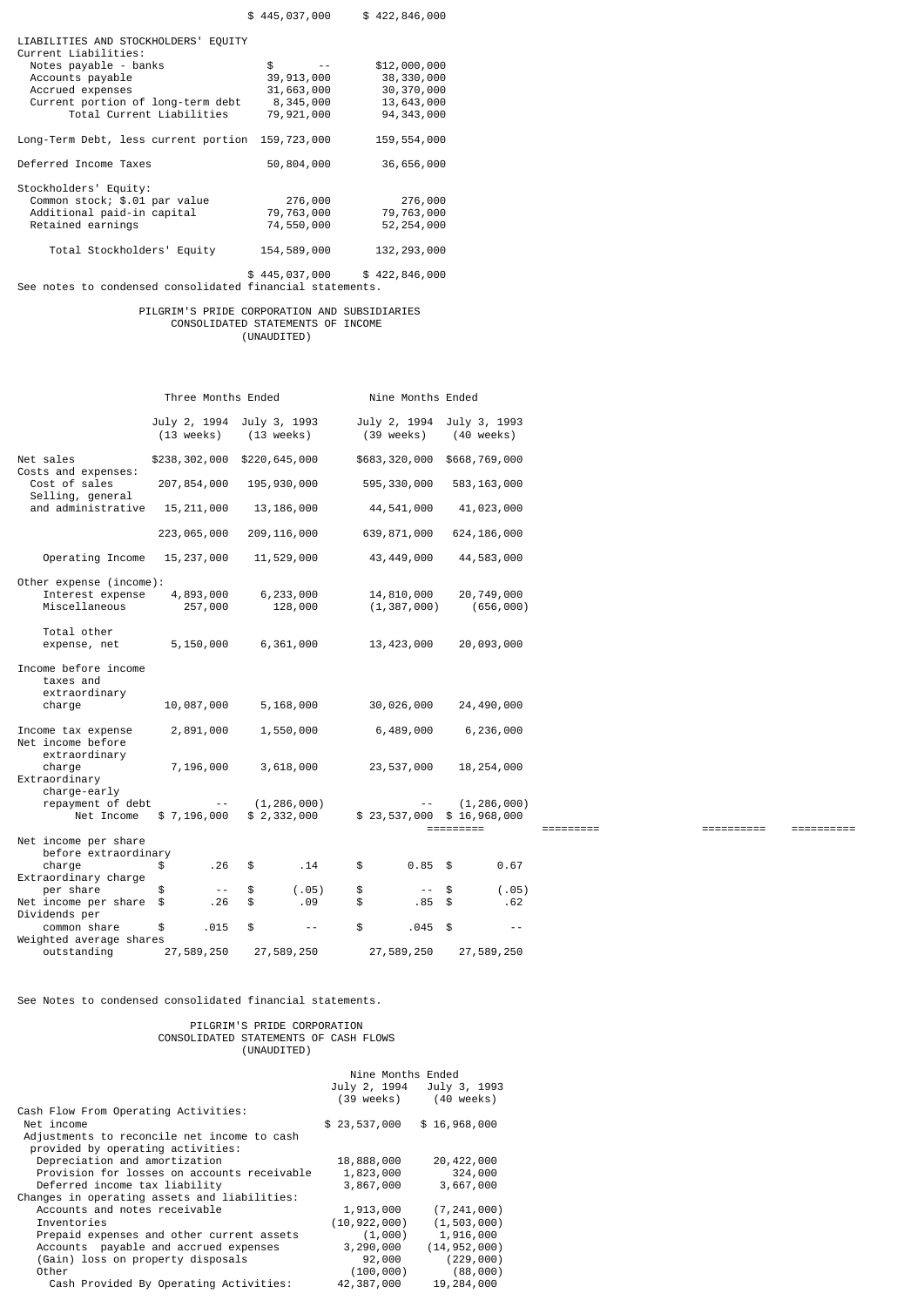| | | |
|---|---|---|
| | $ 445,037,000 | $ 422,846,000 |
| **LIABILITIES AND STOCKHOLDERS' EQUITY** | | |
| Current Liabilities: | | |
| Notes payable - banks | $ -- | $12,000,000 |
| Accounts payable | 39,913,000 | 38,330,000 |
| Accrued expenses | 31,663,000 | 30,370,000 |
| Current portion of long-term debt | 8,345,000 | 13,643,000 |
| Total Current Liabilities | 79,921,000 | 94,343,000 |
| Long-Term Debt, less current portion | 159,723,000 | 159,554,000 |
| Deferred Income Taxes | 50,804,000 | 36,656,000 |
| Stockholders' Equity: | | |
| Common stock; $.01 par value | 276,000 | 276,000 |
| Additional paid-in capital | 79,763,000 | 79,763,000 |
| Retained earnings | 74,550,000 | 52,254,000 |
| Total Stockholders' Equity | 154,589,000 | 132,293,000 |
| | $ 445,037,000 | $ 422,846,000 |

See notes to condensed consolidated financial statements.

## PILGRIM'S PRIDE CORPORATION AND SUBSIDIARIES
## CONSOLIDATED STATEMENTS OF INCOME
(UNAUDITED)

| | Three Months Ended | | Nine Months Ended | |
|---|---|---|---|---|
| | July 2, 1994 (13 weeks) | July 3, 1993 (13 weeks) | July 2, 1994 (39 weeks) | July 3, 1993 (40 weeks) |
| Net sales | $238,302,000 | $220,645,000 | $683,320,000 | $668,769,000 |
| Costs and expenses: | | | | |
| Cost of sales | 207,854,000 | 195,930,000 | 595,330,000 | 583,163,000 |
| Selling, general and administrative | 15,211,000 | 13,186,000 | 44,541,000 | 41,023,000 |
| | 223,065,000 | 209,116,000 | 639,871,000 | 624,186,000 |
| Operating Income | 15,237,000 | 11,529,000 | 43,449,000 | 44,583,000 |
| Other expense (income): | | | | |
| Interest expense | 4,893,000 | 6,233,000 | 14,810,000 | 20,749,000 |
| Miscellaneous | 257,000 | 128,000 | (1,387,000) | (656,000) |
| Total other expense, net | 5,150,000 | 6,361,000 | 13,423,000 | 20,093,000 |
| Income before income taxes and extraordinary charge | 10,087,000 | 5,168,000 | 30,026,000 | 24,490,000 |
| Income tax expense | 2,891,000 | 1,550,000 | 6,489,000 | 6,236,000 |
| Net income before extraordinary charge | 7,196,000 | 3,618,000 | 23,537,000 | 18,254,000 |
| Extraordinary charge-early repayment of debt | -- | (1,286,000) | -- | (1,286,000) |
| Net Income | $ 7,196,000 | $ 2,332,000 | $ 23,537,000 | $ 16,968,000 |
| Net income per share before extraordinary charge | $ .26 | $ .14 | $ 0.85 | $ 0.67 |
| Extraordinary charge per share | $ -- | $ (.05) | $ -- | $ (.05) |
| Net income per share | $ .26 | $ .09 | $ .85 | $ .62 |
| Dividends per common share | $ .015 | $ -- | $ .045 | $ -- |
| Weighted average shares outstanding | 27,589,250 | 27,589,250 | 27,589,250 | 27,589,250 |

See Notes to condensed consolidated financial statements.

## PILGRIM'S PRIDE CORPORATION
## CONSOLIDATED STATEMENTS OF CASH FLOWS
(UNAUDITED)

| | Nine Months Ended | |
|---|---|---|
| | July 2, 1994 (39 weeks) | July 3, 1993 (40 weeks) |
| Cash Flow From Operating Activities: | | |
| Net income | $ 23,537,000 | $ 16,968,000 |
| Adjustments to reconcile net income to cash provided by operating activities: | | |
| Depreciation and amortization | 18,888,000 | 20,422,000 |
| Provision for losses on accounts receivable | 1,823,000 | 324,000 |
| Deferred income tax liability | 3,867,000 | 3,667,000 |
| Changes in operating assets and liabilities: | | |
| Accounts and notes receivable | 1,913,000 | (7,241,000) |
| Inventories | (10,922,000) | (1,503,000) |
| Prepaid expenses and other current assets | (1,000) | 1,916,000 |
| Accounts payable and accrued expenses | 3,290,000 | (14,952,000) |
| (Gain) loss on property disposals | 92,000 | (229,000) |
| Other | (100,000) | (88,000) |
| Cash Provided By Operating Activities: | 42,387,000 | 19,284,000 |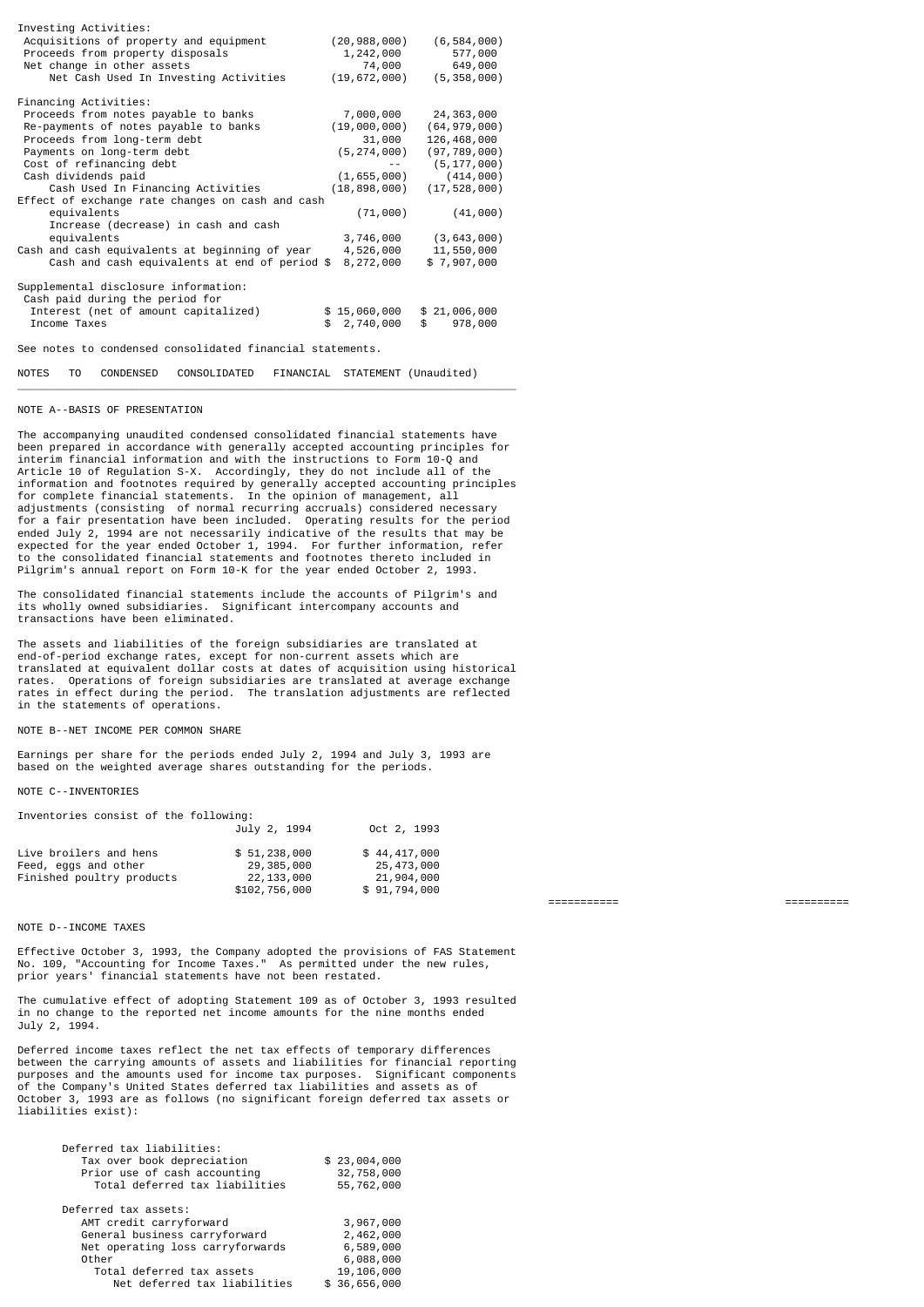| | | |
|---|---|---|
| **Investing Activities:** | | |
| Acquisitions of property and equipment | (20,988,000) | (6,584,000) |
| Proceeds from property disposals | 1,242,000 | 577,000 |
| Net change in other assets | 74,000 | 649,000 |
| Net Cash Used In Investing Activities | (19,672,000) | (5,358,000) |
| **Financing Activities:** | | |
| Proceeds from notes payable to banks | 7,000,000 | 24,363,000 |
| Re-payments of notes payable to banks | (19,000,000) | (64,979,000) |
| Proceeds from long-term debt | 31,000 | 126,468,000 |
| Payments on long-term debt | (5,274,000) | (97,789,000) |
| Cost of refinancing debt | -- | (5,177,000) |
| Cash dividends paid | (1,655,000) | (414,000) |
| Cash Used In Financing Activities | (18,898,000) | (17,528,000) |
| Effect of exchange rate changes on cash and cash equivalents | (71,000) | (41,000) |
| Increase (decrease) in cash and cash equivalents | 3,746,000 | (3,643,000) |
| Cash and cash equivalents at beginning of year | 4,526,000 | 11,550,000 |
| Cash and cash equivalents at end of period | $ 8,272,000 | $ 7,907,000 |
| Supplemental disclosure information: | | |
| Cash paid during the period for | | |
| Interest (net of amount capitalized) | $ 15,060,000 | $ 21,006,000 |
| Income Taxes | $ 2,740,000 | $ 978,000 |

See notes to condensed consolidated financial statements.

## NOTES TO CONDENSED CONSOLIDATED FINANCIAL STATEMENT (Unaudited)

### NOTE A--BASIS OF PRESENTATION

The accompanying unaudited condensed consolidated financial statements have been prepared in accordance with generally accepted accounting principles for interim financial information and with the instructions to Form 10-Q and Article 10 of Regulation S-X. Accordingly, they do not include all of the information and footnotes required by generally accepted accounting principles for complete financial statements. In the opinion of management, all adjustments (consisting of normal recurring accruals) considered necessary for a fair presentation have been included. Operating results for the period ended July 2, 1994 are not necessarily indicative of the results that may be expected for the year ended October 1, 1994. For further information, refer to the consolidated financial statements and footnotes thereto included in Pilgrim's annual report on Form 10-K for the year ended October 2, 1993.

The consolidated financial statements include the accounts of Pilgrim's and its wholly owned subsidiaries. Significant intercompany accounts and transactions have been eliminated.

The assets and liabilities of the foreign subsidiaries are translated at end-of-period exchange rates, except for non-current assets which are translated at equivalent dollar costs at dates of acquisition using historical rates. Operations of foreign subsidiaries are translated at average exchange rates in effect during the period. The translation adjustments are reflected in the statements of operations.

### NOTE B--NET INCOME PER COMMON SHARE

Earnings per share for the periods ended July 2, 1994 and July 3, 1993 are based on the weighted average shares outstanding for the periods.

### NOTE C--INVENTORIES

Inventories consist of the following:

| | July 2, 1994 | Oct 2, 1993 |
|---|---|---|
| Live broilers and hens | $ 51,238,000 | $ 44,417,000 |
| Feed, eggs and other | 29,385,000 | 25,473,000 |
| Finished poultry products | 22,133,000 | 21,904,000 |
| | $102,756,000 | $ 91,794,000 |

### NOTE D--INCOME TAXES

Effective October 3, 1993, the Company adopted the provisions of FAS Statement No. 109, "Accounting for Income Taxes." As permitted under the new rules, prior years' financial statements have not been restated.

The cumulative effect of adopting Statement 109 as of October 3, 1993 resulted in no change to the reported net income amounts for the nine months ended July 2, 1994.

Deferred income taxes reflect the net tax effects of temporary differences between the carrying amounts of assets and liabilities for financial reporting purposes and the amounts used for income tax purposes. Significant components of the Company's United States deferred tax liabilities and assets as of October 3, 1993 are as follows (no significant foreign deferred tax assets or liabilities exist):

| | |
|---|---|
| Deferred tax liabilities: | |
| Tax over book depreciation | $ 23,004,000 |
| Prior use of cash accounting | 32,758,000 |
| Total deferred tax liabilities | 55,762,000 |
| Deferred tax assets: | |
| AMT credit carryforward | 3,967,000 |
| General business carryforward | 2,462,000 |
| Net operating loss carryforwards | 6,589,000 |
| Other | 6,088,000 |
| Total deferred tax assets | 19,106,000 |
| Net deferred tax liabilities | $ 36,656,000 |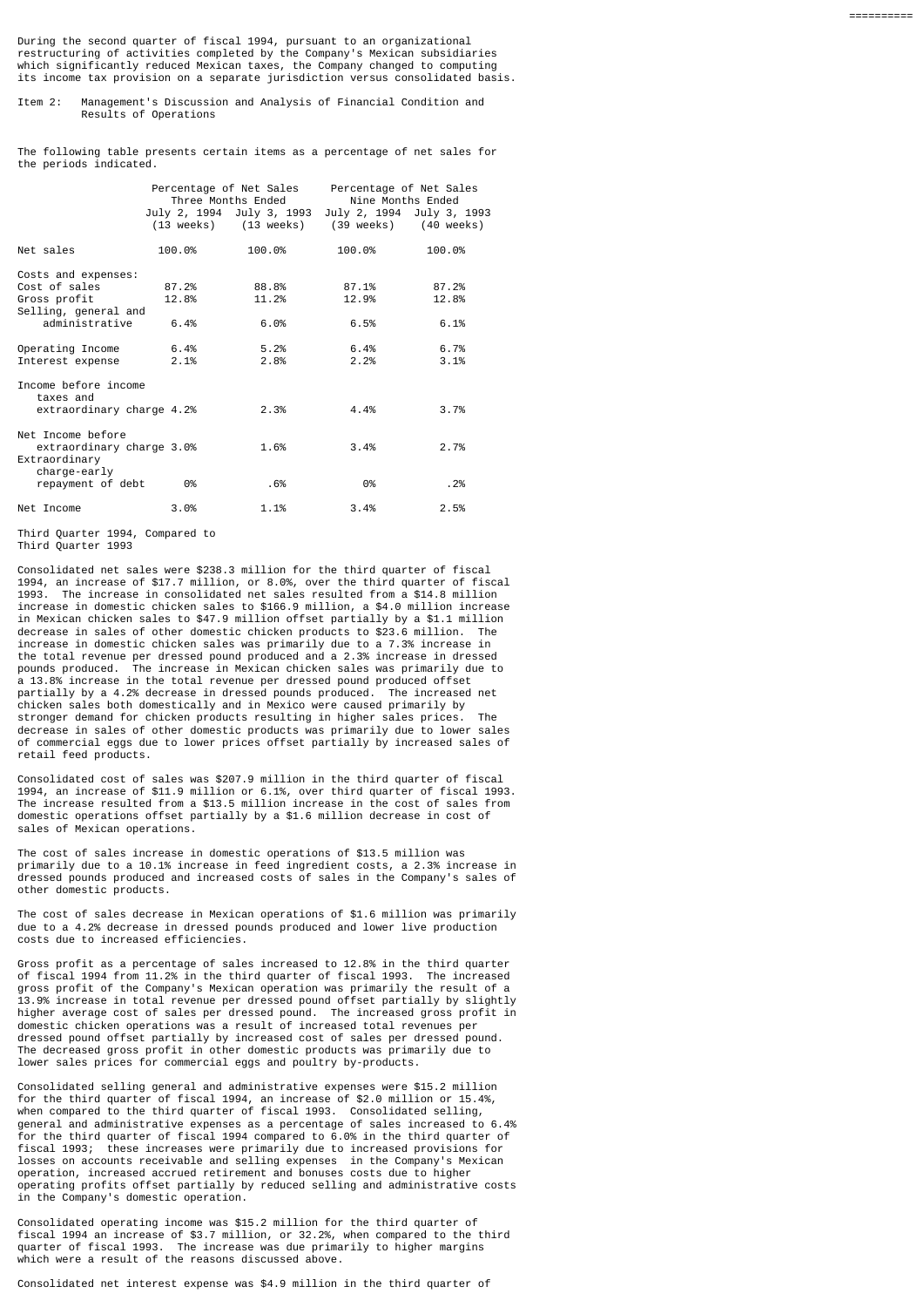During the second quarter of fiscal 1994, pursuant to an organizational restructuring of activities completed by the Company's Mexican subsidiaries which significantly reduced Mexican taxes, the Company changed to computing its income tax provision on a separate jurisdiction versus consolidated basis.

Item 2: Management's Discussion and Analysis of Financial Condition and Results of Operations

The following table presents certain items as a percentage of net sales for the periods indicated.

| | Percentage of Net Sales Three Months Ended | | Percentage of Net Sales Nine Months Ended | |
|---|---|---|---|---|
| | July 2, 1994 (13 weeks) | July 3, 1993 (13 weeks) | July 2, 1994 (39 weeks) | July 3, 1993 (40 weeks) |
| Net sales | 100.0% | 100.0% | 100.0% | 100.0% |
| Costs and expenses: | | | | |
| Cost of sales | 87.2% | 88.8% | 87.1% | 87.2% |
| Gross profit | 12.8% | 11.2% | 12.9% | 12.8% |
| Selling, general and administrative | 6.4% | 6.0% | 6.5% | 6.1% |
| Operating Income | 6.4% | 5.2% | 6.4% | 6.7% |
| Interest expense | 2.1% | 2.8% | 2.2% | 3.1% |
| Income before income taxes and extraordinary charge | 4.2% | 2.3% | 4.4% | 3.7% |
| Net Income before extraordinary charge | 3.0% | 1.6% | 3.4% | 2.7% |
| Extraordinary charge-early repayment of debt | 0% | .6% | 0% | .2% |
| Net Income | 3.0% | 1.1% | 3.4% | 2.5% |

Third Quarter 1994, Compared to Third Quarter 1993

Consolidated net sales were $238.3 million for the third quarter of fiscal 1994, an increase of $17.7 million, or 8.0%, over the third quarter of fiscal 1993. The increase in consolidated net sales resulted from a $14.8 million increase in domestic chicken sales to $166.9 million, a $4.0 million increase in Mexican chicken sales to $47.9 million offset partially by a $1.1 million decrease in sales of other domestic chicken products to $23.6 million. The increase in domestic chicken sales was primarily due to a 7.3% increase in the total revenue per dressed pound produced and a 2.3% increase in dressed pounds produced. The increase in Mexican chicken sales was primarily due to a 13.8% increase in the total revenue per dressed pound produced offset partially by a 4.2% decrease in dressed pounds produced. The increased net chicken sales both domestically and in Mexico were caused primarily by stronger demand for chicken products resulting in higher sales prices. The decrease in sales of other domestic products was primarily due to lower sales of commercial eggs due to lower prices offset partially by increased sales of retail feed products.

Consolidated cost of sales was $207.9 million in the third quarter of fiscal 1994, an increase of $11.9 million or 6.1%, over third quarter of fiscal 1993. The increase resulted from a $13.5 million increase in the cost of sales from domestic operations offset partially by a $1.6 million decrease in cost of sales of Mexican operations.

The cost of sales increase in domestic operations of $13.5 million was primarily due to a 10.1% increase in feed ingredient costs, a 2.3% increase in dressed pounds produced and increased costs of sales in the Company's sales of other domestic products.

The cost of sales decrease in Mexican operations of $1.6 million was primarily due to a 4.2% decrease in dressed pounds produced and lower live production costs due to increased efficiencies.

Gross profit as a percentage of sales increased to 12.8% in the third quarter of fiscal 1994 from 11.2% in the third quarter of fiscal 1993. The increased gross profit of the Company's Mexican operation was primarily the result of a 13.9% increase in total revenue per dressed pound offset partially by slightly higher average cost of sales per dressed pound. The increased gross profit in domestic chicken operations was a result of increased total revenues per dressed pound offset partially by increased cost of sales per dressed pound. The decreased gross profit in other domestic products was primarily due to lower sales prices for commercial eggs and poultry by-products.

Consolidated selling general and administrative expenses were $15.2 million for the third quarter of fiscal 1994, an increase of $2.0 million or 15.4%, when compared to the third quarter of fiscal 1993. Consolidated selling, general and administrative expenses as a percentage of sales increased to 6.4% for the third quarter of fiscal 1994 compared to 6.0% in the third quarter of fiscal 1993; these increases were primarily due to increased provisions for losses on accounts receivable and selling expenses in the Company's Mexican operation, increased accrued retirement and bonuses costs due to higher operating profits offset partially by reduced selling and administrative costs in the Company's domestic operation.

Consolidated operating income was $15.2 million for the third quarter of fiscal 1994 an increase of $3.7 million, or 32.2%, when compared to the third quarter of fiscal 1993. The increase was due primarily to higher margins which were a result of the reasons discussed above.

Consolidated net interest expense was $4.9 million in the third quarter of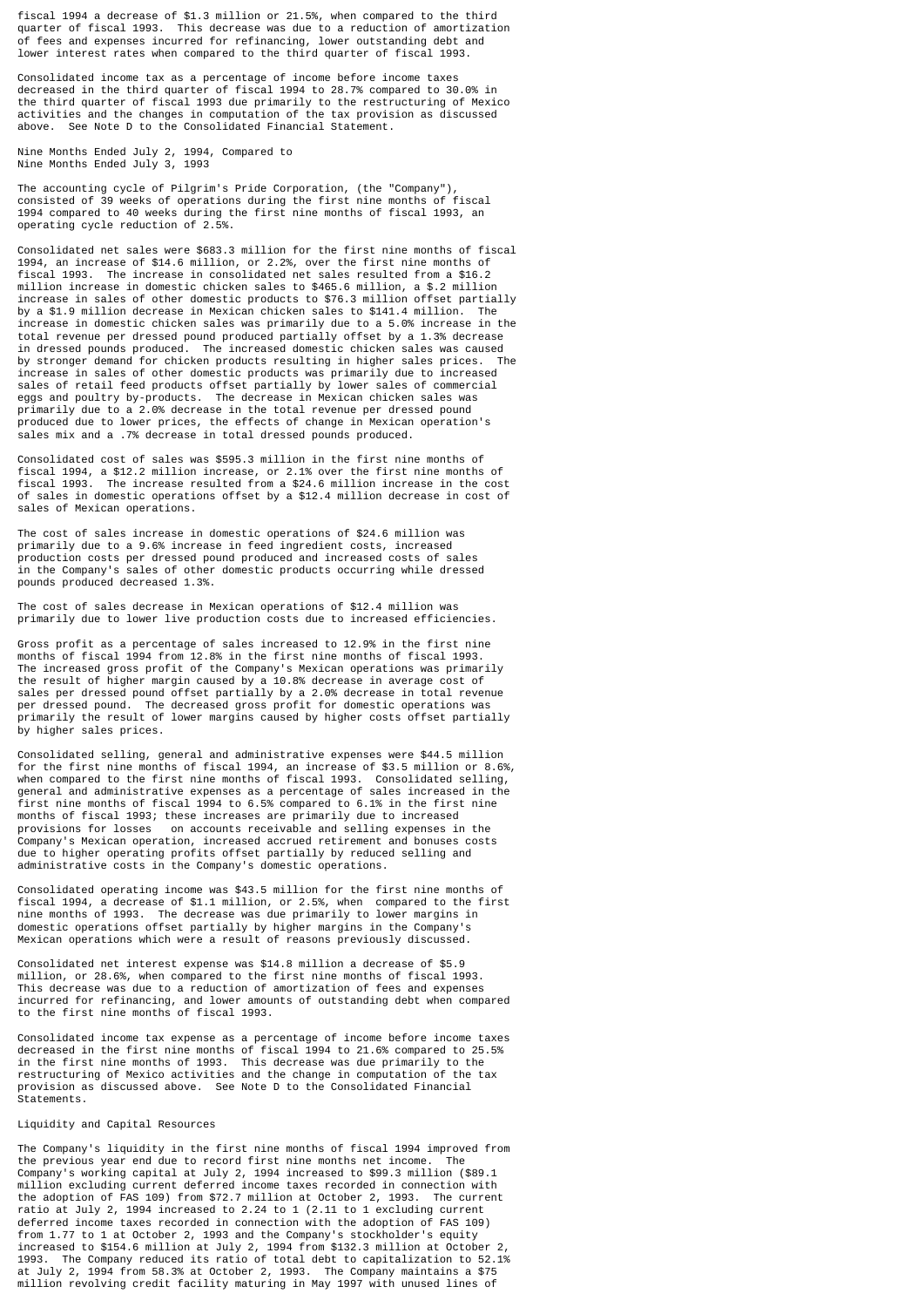fiscal 1994 a decrease of $1.3 million or 21.5%, when compared to the third quarter of fiscal 1993. This decrease was due to a reduction of amortization of fees and expenses incurred for refinancing, lower outstanding debt and lower interest rates when compared to the third quarter of fiscal 1993.

Consolidated income tax as a percentage of income before income taxes decreased in the third quarter of fiscal 1994 to 28.7% compared to 30.0% in the third quarter of fiscal 1993 due primarily to the restructuring of Mexico activities and the changes in computation of the tax provision as discussed above. See Note D to the Consolidated Financial Statement.

Nine Months Ended July 2, 1994, Compared to
Nine Months Ended July 3, 1993

The accounting cycle of Pilgrim's Pride Corporation, (the "Company"), consisted of 39 weeks of operations during the first nine months of fiscal 1994 compared to 40 weeks during the first nine months of fiscal 1993, an operating cycle reduction of 2.5%.

Consolidated net sales were $683.3 million for the first nine months of fiscal 1994, an increase of $14.6 million, or 2.2%, over the first nine months of fiscal 1993. The increase in consolidated net sales resulted from a $16.2 million increase in domestic chicken sales to $465.6 million, a $.2 million increase in sales of other domestic products to $76.3 million offset partially by a $1.9 million decrease in Mexican chicken sales to $141.4 million. The increase in domestic chicken sales was primarily due to a 5.0% increase in the total revenue per dressed pound produced partially offset by a 1.3% decrease in dressed pounds produced. The increased domestic chicken sales was caused by stronger demand for chicken products resulting in higher sales prices. The increase in sales of other domestic products was primarily due to increased sales of retail feed products offset partially by lower sales of commercial eggs and poultry by-products. The decrease in Mexican chicken sales was primarily due to a 2.0% decrease in the total revenue per dressed pound produced due to lower prices, the effects of change in Mexican operation's sales mix and a .7% decrease in total dressed pounds produced.

Consolidated cost of sales was $595.3 million in the first nine months of fiscal 1994, a $12.2 million increase, or 2.1% over the first nine months of fiscal 1993. The increase resulted from a $24.6 million increase in the cost of sales in domestic operations offset by a $12.4 million decrease in cost of sales of Mexican operations.

The cost of sales increase in domestic operations of $24.6 million was primarily due to a 9.6% increase in feed ingredient costs, increased production costs per dressed pound produced and increased costs of sales in the Company's sales of other domestic products occurring while dressed pounds produced decreased 1.3%.

The cost of sales decrease in Mexican operations of $12.4 million was primarily due to lower live production costs due to increased efficiencies.

Gross profit as a percentage of sales increased to 12.9% in the first nine months of fiscal 1994 from 12.8% in the first nine months of fiscal 1993. The increased gross profit of the Company's Mexican operations was primarily the result of higher margin caused by a 10.8% decrease in average cost of sales per dressed pound offset partially by a 2.0% decrease in total revenue per dressed pound. The decreased gross profit for domestic operations was primarily the result of lower margins caused by higher costs offset partially by higher sales prices.

Consolidated selling, general and administrative expenses were $44.5 million for the first nine months of fiscal 1994, an increase of $3.5 million or 8.6%, when compared to the first nine months of fiscal 1993. Consolidated selling, general and administrative expenses as a percentage of sales increased in the first nine months of fiscal 1994 to 6.5% compared to 6.1% in the first nine months of fiscal 1993; these increases are primarily due to increased provisions for losses on accounts receivable and selling expenses in the Company's Mexican operation, increased accrued retirement and bonuses costs due to higher operating profits offset partially by reduced selling and administrative costs in the Company's domestic operations.

Consolidated operating income was $43.5 million for the first nine months of fiscal 1994, a decrease of $1.1 million, or 2.5%, when compared to the first nine months of 1993. The decrease was due primarily to lower margins in domestic operations offset partially by higher margins in the Company's Mexican operations which were a result of reasons previously discussed.

Consolidated net interest expense was $14.8 million a decrease of $5.9 million, or 28.6%, when compared to the first nine months of fiscal 1993. This decrease was due to a reduction of amortization of fees and expenses incurred for refinancing, and lower amounts of outstanding debt when compared to the first nine months of fiscal 1993.

Consolidated income tax expense as a percentage of income before income taxes decreased in the first nine months of fiscal 1994 to 21.6% compared to 25.5% in the first nine months of 1993. This decrease was due primarily to the restructuring of Mexico activities and the change in computation of the tax provision as discussed above. See Note D to the Consolidated Financial Statements.

Liquidity and Capital Resources

The Company's liquidity in the first nine months of fiscal 1994 improved from the previous year end due to record first nine months net income. The Company's working capital at July 2, 1994 increased to $99.3 million ($89.1 million excluding current deferred income taxes recorded in connection with the adoption of FAS 109) from $72.7 million at October 2, 1993. The current ratio at July 2, 1994 increased to 2.24 to 1 (2.11 to 1 excluding current deferred income taxes recorded in connection with the adoption of FAS 109) from 1.77 to 1 at October 2, 1993 and the Company's stockholder's equity increased to $154.6 million at July 2, 1994 from $132.3 million at October 2, 1993. The Company reduced its ratio of total debt to capitalization to 52.1% at July 2, 1994 from 58.3% at October 2, 1993. The Company maintains a $75 million revolving credit facility maturing in May 1997 with unused lines of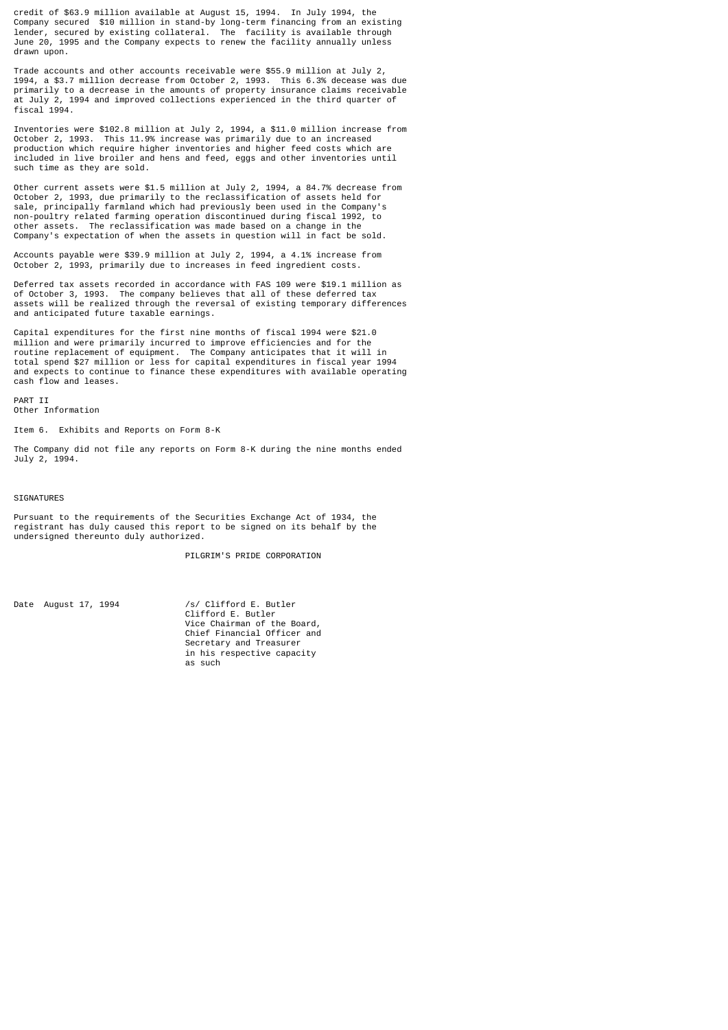credit of $63.9 million available at August 15, 1994. In July 1994, the Company secured $10 million in stand-by long-term financing from an existing lender, secured by existing collateral. The facility is available through June 20, 1995 and the Company expects to renew the facility annually unless drawn upon.

Trade accounts and other accounts receivable were $55.9 million at July 2, 1994, a $3.7 million decrease from October 2, 1993. This 6.3% decease was due primarily to a decrease in the amounts of property insurance claims receivable at July 2, 1994 and improved collections experienced in the third quarter of fiscal 1994.

Inventories were $102.8 million at July 2, 1994, a $11.0 million increase from October 2, 1993. This 11.9% increase was primarily due to an increased production which require higher inventories and higher feed costs which are included in live broiler and hens and feed, eggs and other inventories until such time as they are sold.

Other current assets were $1.5 million at July 2, 1994, a 84.7% decrease from October 2, 1993, due primarily to the reclassification of assets held for sale, principally farmland which had previously been used in the Company's non-poultry related farming operation discontinued during fiscal 1992, to other assets. The reclassification was made based on a change in the Company's expectation of when the assets in question will in fact be sold.

Accounts payable were $39.9 million at July 2, 1994, a 4.1% increase from October 2, 1993, primarily due to increases in feed ingredient costs.

Deferred tax assets recorded in accordance with FAS 109 were $19.1 million as of October 3, 1993. The company believes that all of these deferred tax assets will be realized through the reversal of existing temporary differences and anticipated future taxable earnings.

Capital expenditures for the first nine months of fiscal 1994 were $21.0 million and were primarily incurred to improve efficiencies and for the routine replacement of equipment. The Company anticipates that it will in total spend $27 million or less for capital expenditures in fiscal year 1994 and expects to continue to finance these expenditures with available operating cash flow and leases.

PART II
Other Information

Item 6. Exhibits and Reports on Form 8-K

The Company did not file any reports on Form 8-K during the nine months ended July 2, 1994.

SIGNATURES

Pursuant to the requirements of the Securities Exchange Act of 1934, the registrant has duly caused this report to be signed on its behalf by the undersigned thereunto duly authorized.

PILGRIM'S PRIDE CORPORATION

Date August 17, 1994

/s/ Clifford E. Butler
Clifford E. Butler
Vice Chairman of the Board,
Chief Financial Officer and
Secretary and Treasurer
in his respective capacity
as such